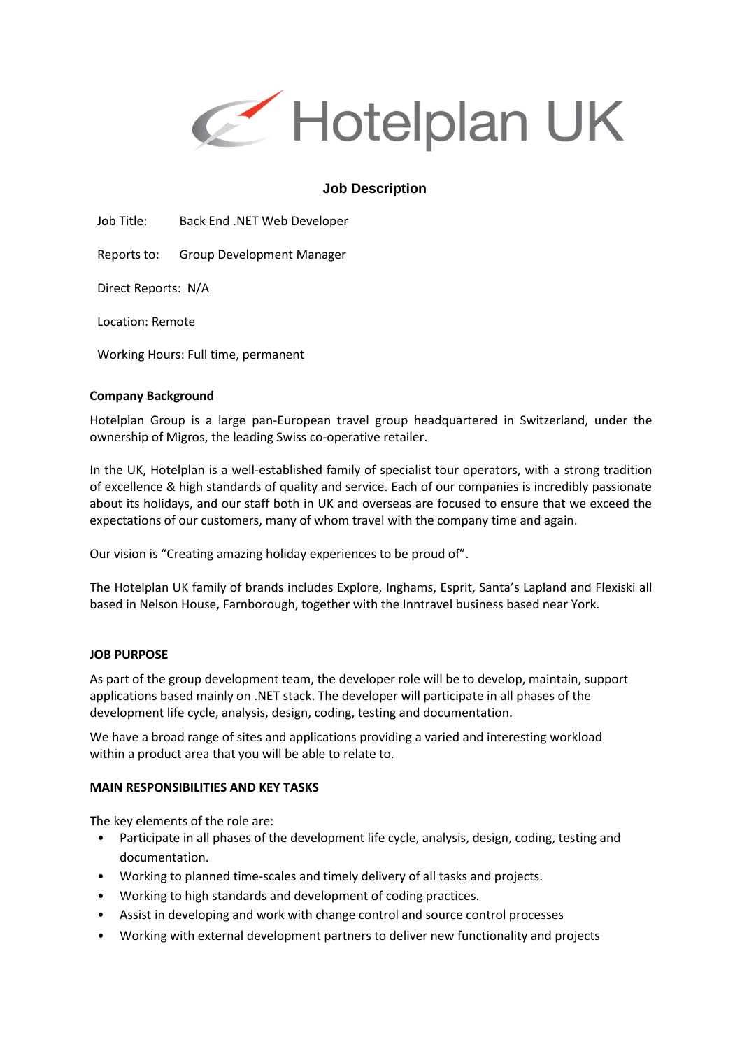Hotelplan UK

# Job Description

Job Title: Back End .NET Web Developer

Reports to: Group Development Manager

Direct Reports: N/A

Location: Remote

Working Hours: Full time, permanent

**Company Background**

Hotelplan Group is a large pan-European travel group headquartered in Switzerland, under the ownership of Migros, the leading Swiss co-operative retailer.

In the UK, Hotelplan is a well-established family of specialist tour operators, with a strong tradition of excellence & high standards of quality and service. Each of our companies is incredibly passionate about its holidays, and our staff both in UK and overseas are focused to ensure that we exceed the expectations of our customers, many of whom travel with the company time and again.

Our vision is "Creating amazing holiday experiences to be proud of".

The Hotelplan UK family of brands includes Explore, Inghams, Esprit, Santa's Lapland and Flexiski all based in Nelson House, Farnborough, together with the Inntravel business based near York.

**JOB PURPOSE**

As part of the group development team, the developer role will be to develop, maintain, support applications based mainly on .NET stack. The developer will participate in all phases of the development life cycle, analysis, design, coding, testing and documentation.

We have a broad range of sites and applications providing a varied and interesting workload within a product area that you will be able to relate to.

**MAIN RESPONSIBILITIES AND KEY TASKS**

The key elements of the role are:

- Participate in all phases of the development life cycle, analysis, design, coding, testing and documentation.
- Working to planned time-scales and timely delivery of all tasks and projects.
- Working to high standards and development of coding practices.
- Assist in developing and work with change control and source control processes
- Working with external development partners to deliver new functionality and projects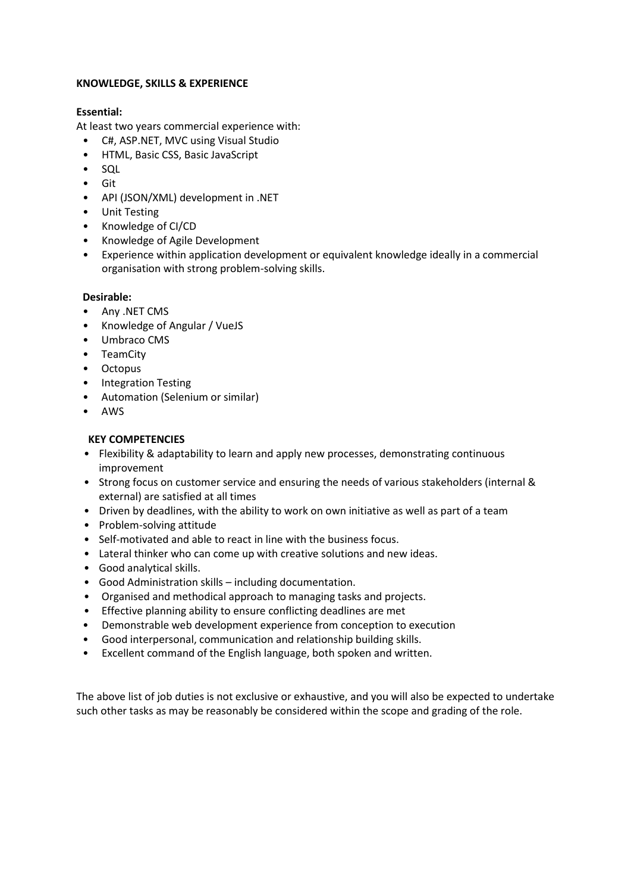**KNOWLEDGE, SKILLS & EXPERIENCE**

**Essential:**

At least two years commercial experience with:

- C#, ASP.NET, MVC using Visual Studio
- HTML, Basic CSS, Basic JavaScript
- SQL
- Git
- API (JSON/XML) development in .NET
- Unit Testing
- Knowledge of CI/CD
- Knowledge of Agile Development
- Experience within application development or equivalent knowledge ideally in a commercial organisation with strong problem-solving skills.

**Desirable:**

- Any .NET CMS
- Knowledge of Angular / VueJS
- Umbraco CMS
- TeamCity
- Octopus
- Integration Testing
- Automation (Selenium or similar)
- AWS

**KEY COMPETENCIES**

- Flexibility & adaptability to learn and apply new processes, demonstrating continuous improvement
- Strong focus on customer service and ensuring the needs of various stakeholders (internal & external) are satisfied at all times
- Driven by deadlines, with the ability to work on own initiative as well as part of a team
- Problem-solving attitude
- Self-motivated and able to react in line with the business focus.
- Lateral thinker who can come up with creative solutions and new ideas.
- Good analytical skills.
- Good Administration skills – including documentation.
- Organised and methodical approach to managing tasks and projects.
- Effective planning ability to ensure conflicting deadlines are met
- Demonstrable web development experience from conception to execution
- Good interpersonal, communication and relationship building skills.
- Excellent command of the English language, both spoken and written.

The above list of job duties is not exclusive or exhaustive, and you will also be expected to undertake such other tasks as may be reasonably be considered within the scope and grading of the role.